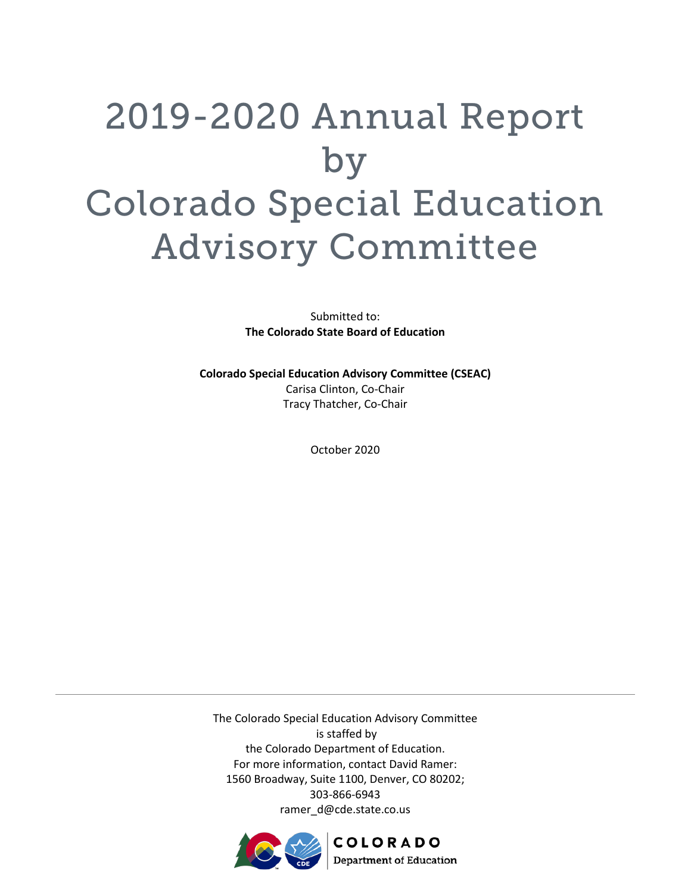# 2019-2020 Annual Report by Colorado Special Education Advisory Committee

Submitted to:
**The Colorado State Board of Education**

**Colorado Special Education Advisory Committee (CSEAC)**
Carisa Clinton, Co-Chair
Tracy Thatcher, Co-Chair

October 2020

---

The Colorado Special Education Advisory Committee
is staffed by
the Colorado Department of Education.
For more information, contact David Ramer:
1560 Broadway, Suite 1100, Denver, CO 80202;
303-866-6943
ramer_d@cde.state.co.us

COLORADO
Department of Education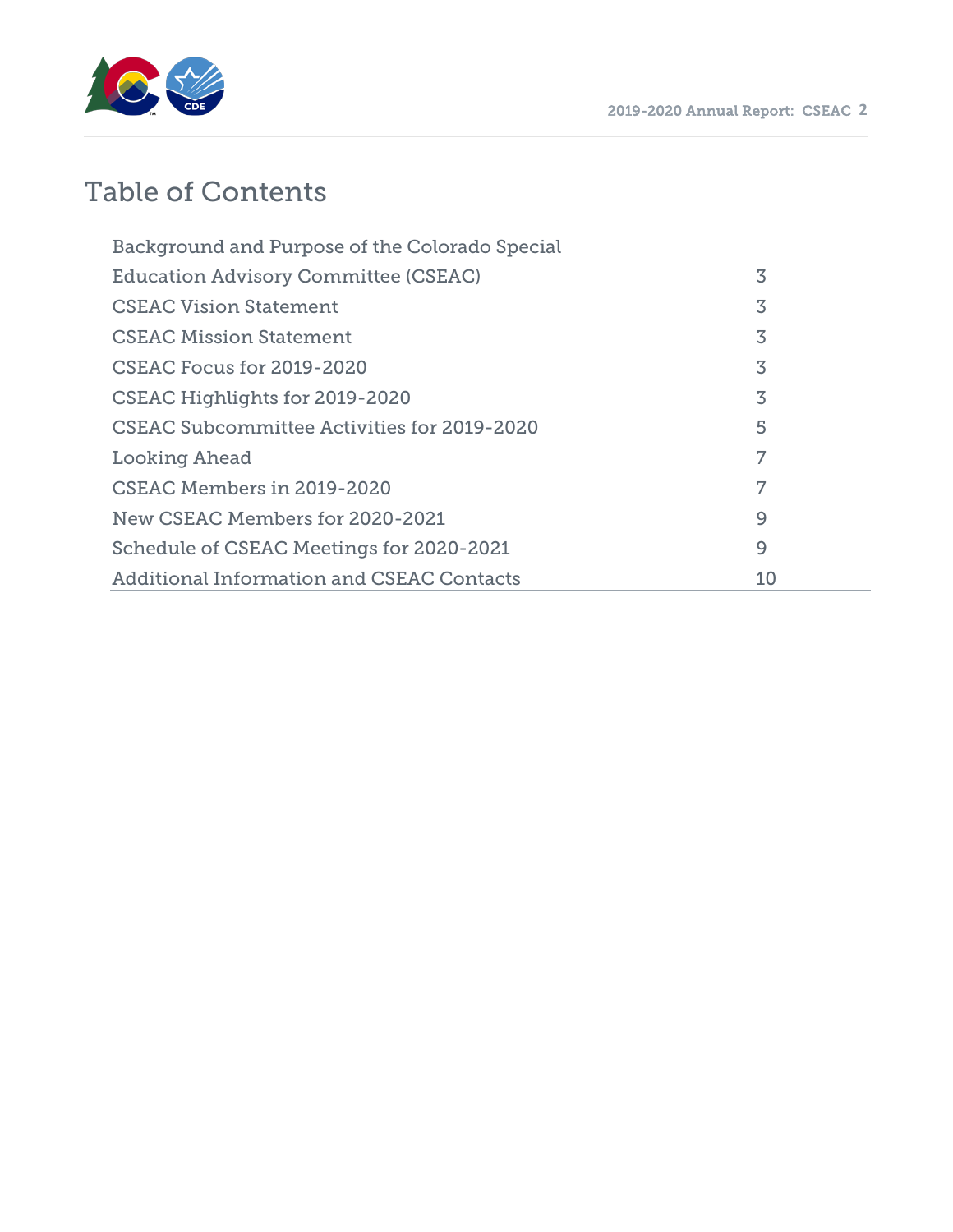# Table of Contents

| | |
|---|---|
| Background and Purpose of the Colorado Special Education Advisory Committee (CSEAC) | 3 |
| CSEAC Vision Statement | 3 |
| CSEAC Mission Statement | 3 |
| CSEAC Focus for 2019-2020 | 3 |
| CSEAC Highlights for 2019-2020 | 3 |
| CSEAC Subcommittee Activities for 2019-2020 | 5 |
| Looking Ahead | 7 |
| CSEAC Members in 2019-2020 | 7 |
| New CSEAC Members for 2020-2021 | 9 |
| Schedule of CSEAC Meetings for 2020-2021 | 9 |
| Additional Information and CSEAC Contacts | 10 |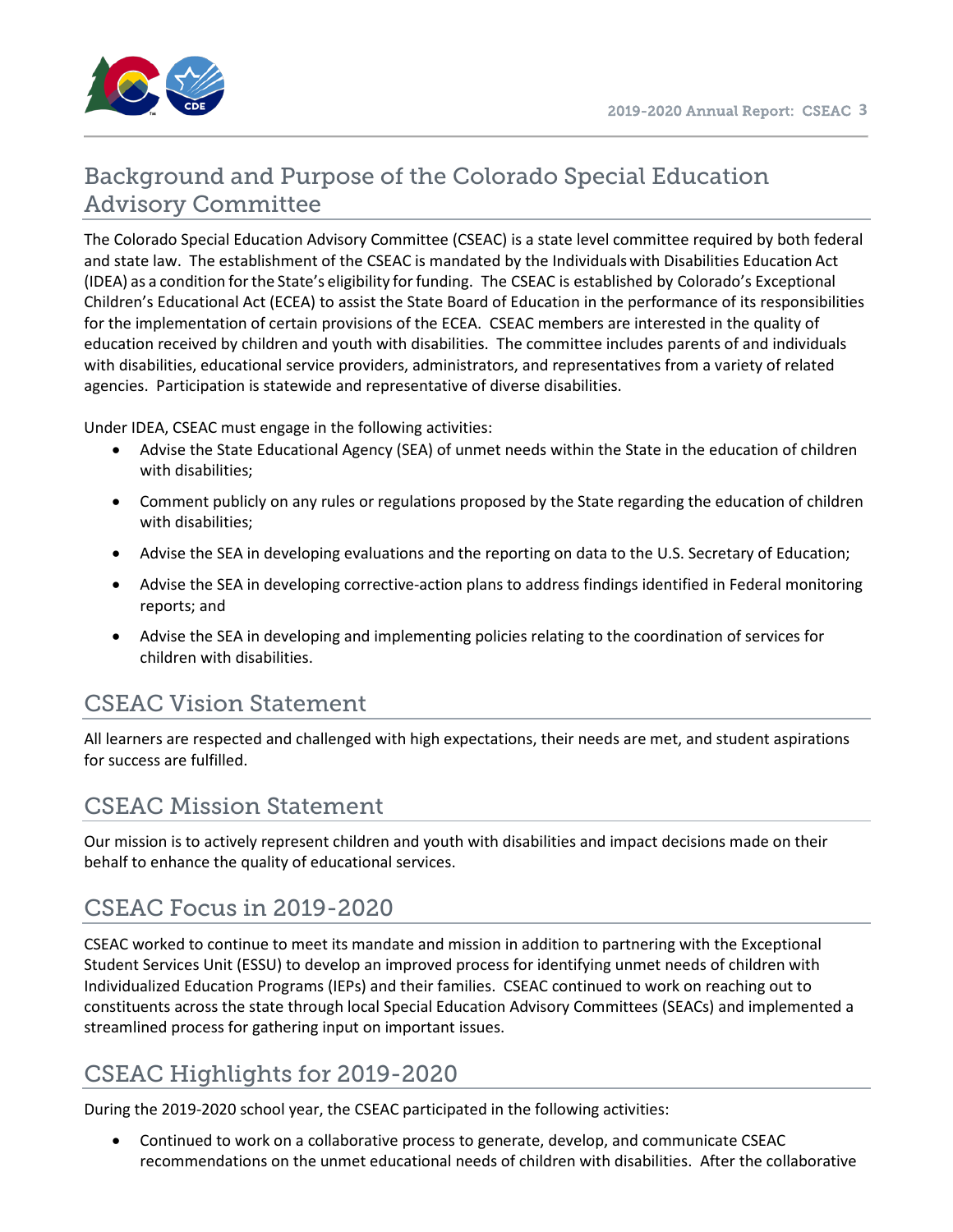## Background and Purpose of the Colorado Special Education Advisory Committee

The Colorado Special Education Advisory Committee (CSEAC) is a state level committee required by both federal and state law. The establishment of the CSEAC is mandated by the Individuals with Disabilities Education Act (IDEA) as a condition for the State's eligibility for funding. The CSEAC is established by Colorado's Exceptional Children's Educational Act (ECEA) to assist the State Board of Education in the performance of its responsibilities for the implementation of certain provisions of the ECEA. CSEAC members are interested in the quality of education received by children and youth with disabilities. The committee includes parents of and individuals with disabilities, educational service providers, administrators, and representatives from a variety of related agencies. Participation is statewide and representative of diverse disabilities.

Under IDEA, CSEAC must engage in the following activities:

- Advise the State Educational Agency (SEA) of unmet needs within the State in the education of children with disabilities;
- Comment publicly on any rules or regulations proposed by the State regarding the education of children with disabilities;
- Advise the SEA in developing evaluations and the reporting on data to the U.S. Secretary of Education;
- Advise the SEA in developing corrective-action plans to address findings identified in Federal monitoring reports; and
- Advise the SEA in developing and implementing policies relating to the coordination of services for children with disabilities.

## CSEAC Vision Statement

All learners are respected and challenged with high expectations, their needs are met, and student aspirations for success are fulfilled.

## CSEAC Mission Statement

Our mission is to actively represent children and youth with disabilities and impact decisions made on their behalf to enhance the quality of educational services.

## CSEAC Focus in 2019-2020

CSEAC worked to continue to meet its mandate and mission in addition to partnering with the Exceptional Student Services Unit (ESSU) to develop an improved process for identifying unmet needs of children with Individualized Education Programs (IEPs) and their families. CSEAC continued to work on reaching out to constituents across the state through local Special Education Advisory Committees (SEACs) and implemented a streamlined process for gathering input on important issues.

## CSEAC Highlights for 2019-2020

During the 2019-2020 school year, the CSEAC participated in the following activities:

- Continued to work on a collaborative process to generate, develop, and communicate CSEAC recommendations on the unmet educational needs of children with disabilities. After the collaborative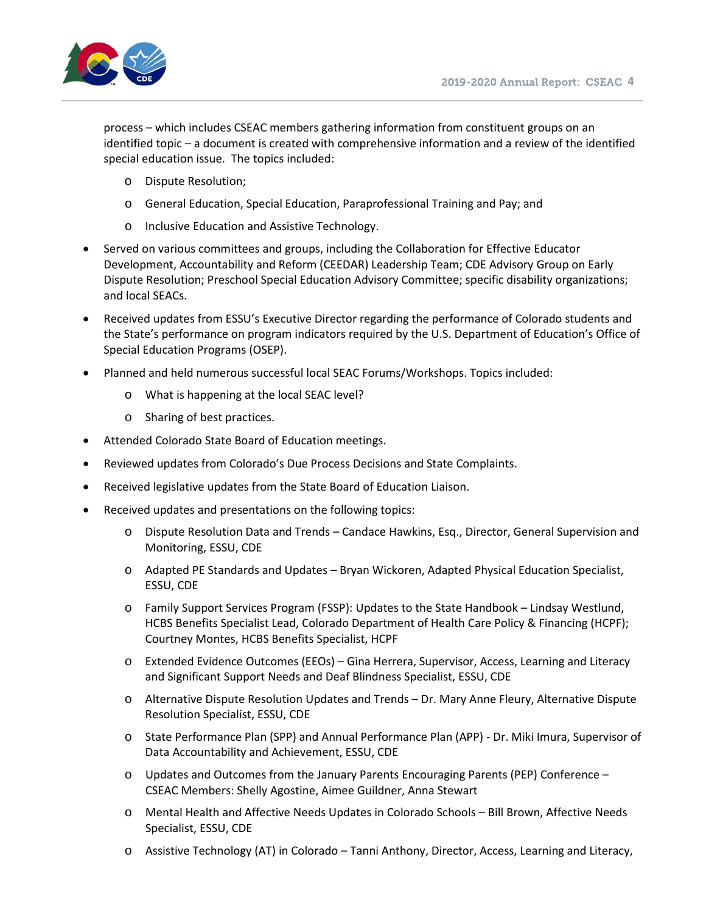process – which includes CSEAC members gathering information from constituent groups on an identified topic – a document is created with comprehensive information and a review of the identified special education issue. The topics included:

    - Dispute Resolution;
    - General Education, Special Education, Paraprofessional Training and Pay; and
    - Inclusive Education and Assistive Technology.

- Served on various committees and groups, including the Collaboration for Effective Educator Development, Accountability and Reform (CEEDAR) Leadership Team; CDE Advisory Group on Early Dispute Resolution; Preschool Special Education Advisory Committee; specific disability organizations; and local SEACs.
- Received updates from ESSU's Executive Director regarding the performance of Colorado students and the State's performance on program indicators required by the U.S. Department of Education's Office of Special Education Programs (OSEP).
- Planned and held numerous successful local SEAC Forums/Workshops. Topics included:
    - What is happening at the local SEAC level?
    - Sharing of best practices.
- Attended Colorado State Board of Education meetings.
- Reviewed updates from Colorado's Due Process Decisions and State Complaints.
- Received legislative updates from the State Board of Education Liaison.
- Received updates and presentations on the following topics:
    - Dispute Resolution Data and Trends – Candace Hawkins, Esq., Director, General Supervision and Monitoring, ESSU, CDE
    - Adapted PE Standards and Updates – Bryan Wickoren, Adapted Physical Education Specialist, ESSU, CDE
    - Family Support Services Program (FSSP): Updates to the State Handbook – Lindsay Westlund, HCBS Benefits Specialist Lead, Colorado Department of Health Care Policy & Financing (HCPF); Courtney Montes, HCBS Benefits Specialist, HCPF
    - Extended Evidence Outcomes (EEOs) – Gina Herrera, Supervisor, Access, Learning and Literacy and Significant Support Needs and Deaf Blindness Specialist, ESSU, CDE
    - Alternative Dispute Resolution Updates and Trends – Dr. Mary Anne Fleury, Alternative Dispute Resolution Specialist, ESSU, CDE
    - State Performance Plan (SPP) and Annual Performance Plan (APP) - Dr. Miki Imura, Supervisor of Data Accountability and Achievement, ESSU, CDE
    - Updates and Outcomes from the January Parents Encouraging Parents (PEP) Conference – CSEAC Members: Shelly Agostine, Aimee Guildner, Anna Stewart
    - Mental Health and Affective Needs Updates in Colorado Schools – Bill Brown, Affective Needs Specialist, ESSU, CDE
    - Assistive Technology (AT) in Colorado – Tanni Anthony, Director, Access, Learning and Literacy,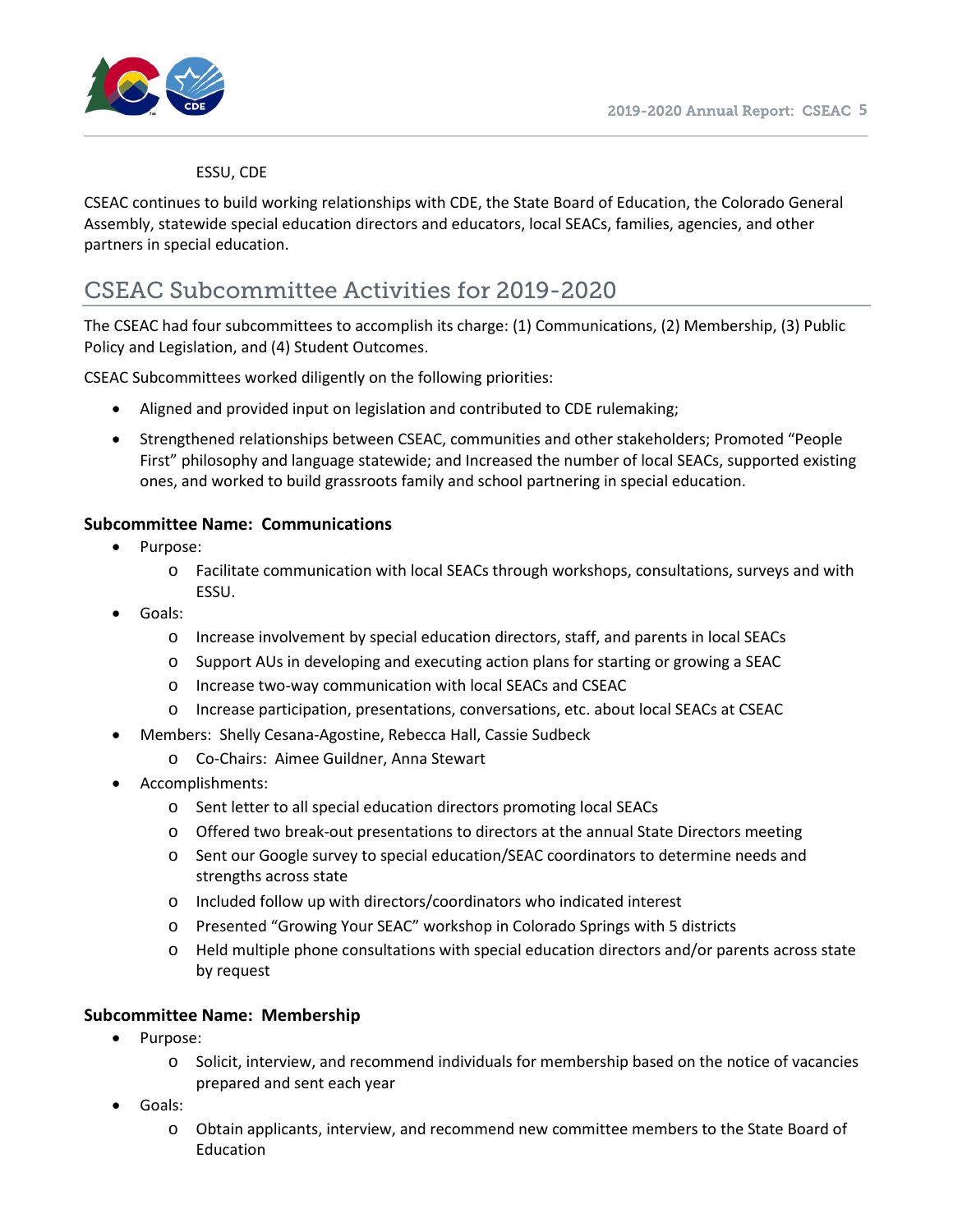ESSU, CDE

CSEAC continues to build working relationships with CDE, the State Board of Education, the Colorado General Assembly, statewide special education directors and educators, local SEACs, families, agencies, and other partners in special education.

## CSEAC Subcommittee Activities for 2019-2020

The CSEAC had four subcommittees to accomplish its charge: (1) Communications, (2) Membership, (3) Public Policy and Legislation, and (4) Student Outcomes.

CSEAC Subcommittees worked diligently on the following priorities:

- Aligned and provided input on legislation and contributed to CDE rulemaking;
- Strengthened relationships between CSEAC, communities and other stakeholders; Promoted "People First" philosophy and language statewide; and Increased the number of local SEACs, supported existing ones, and worked to build grassroots family and school partnering in special education.

**Subcommittee Name: Communications**

- Purpose:
    - Facilitate communication with local SEACs through workshops, consultations, surveys and with ESSU.
- Goals:
    - Increase involvement by special education directors, staff, and parents in local SEACs
    - Support AUs in developing and executing action plans for starting or growing a SEAC
    - Increase two-way communication with local SEACs and CSEAC
    - Increase participation, presentations, conversations, etc. about local SEACs at CSEAC
- Members: Shelly Cesana-Agostine, Rebecca Hall, Cassie Sudbeck
    - Co-Chairs: Aimee Guildner, Anna Stewart
- Accomplishments:
    - Sent letter to all special education directors promoting local SEACs
    - Offered two break-out presentations to directors at the annual State Directors meeting
    - Sent our Google survey to special education/SEAC coordinators to determine needs and strengths across state
    - Included follow up with directors/coordinators who indicated interest
    - Presented "Growing Your SEAC" workshop in Colorado Springs with 5 districts
    - Held multiple phone consultations with special education directors and/or parents across state by request

**Subcommittee Name: Membership**

- Purpose:
    - Solicit, interview, and recommend individuals for membership based on the notice of vacancies prepared and sent each year
- Goals:
    - Obtain applicants, interview, and recommend new committee members to the State Board of Education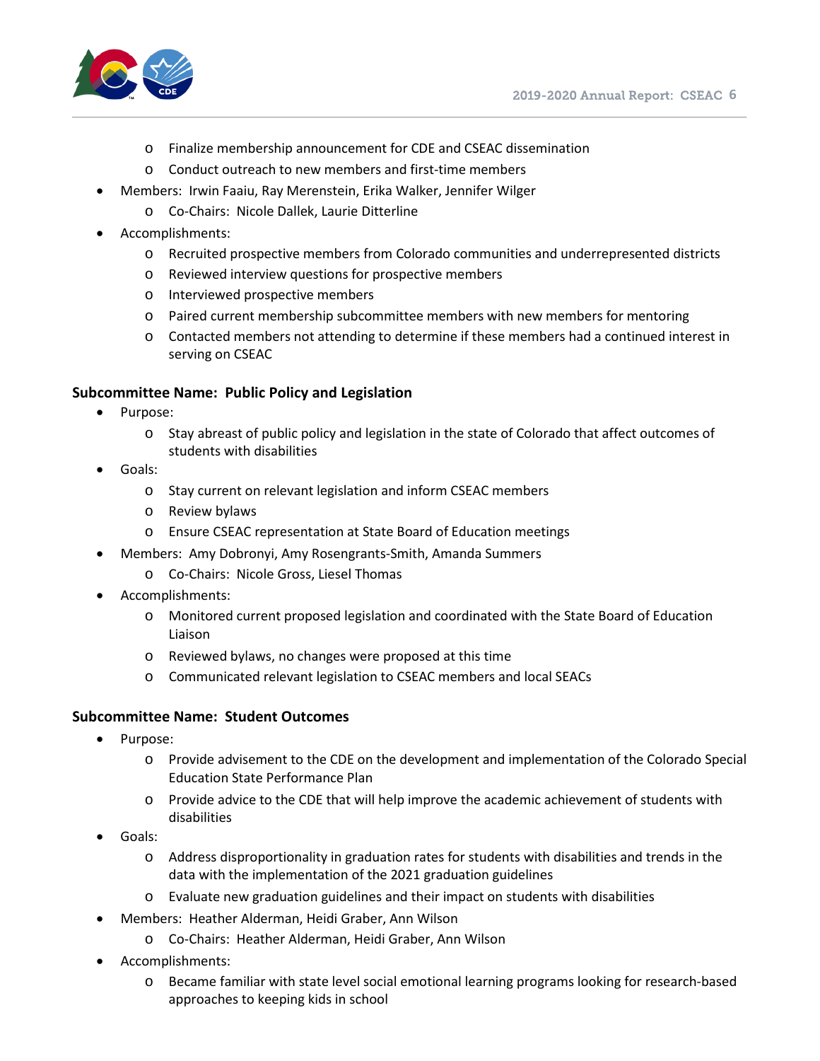- Finalize membership announcement for CDE and CSEAC dissemination
  - Conduct outreach to new members and first-time members
- Members: Irwin Faaiu, Ray Merenstein, Erika Walker, Jennifer Wilger
  - Co-Chairs: Nicole Dallek, Laurie Ditterline
- Accomplishments:
  - Recruited prospective members from Colorado communities and underrepresented districts
  - Reviewed interview questions for prospective members
  - Interviewed prospective members
  - Paired current membership subcommittee members with new members for mentoring
  - Contacted members not attending to determine if these members had a continued interest in serving on CSEAC

**Subcommittee Name: Public Policy and Legislation**

- Purpose:
  - Stay abreast of public policy and legislation in the state of Colorado that affect outcomes of students with disabilities
- Goals:
  - Stay current on relevant legislation and inform CSEAC members
  - Review bylaws
  - Ensure CSEAC representation at State Board of Education meetings
- Members: Amy Dobronyi, Amy Rosengrants-Smith, Amanda Summers
  - Co-Chairs: Nicole Gross, Liesel Thomas
- Accomplishments:
  - Monitored current proposed legislation and coordinated with the State Board of Education Liaison
  - Reviewed bylaws, no changes were proposed at this time
  - Communicated relevant legislation to CSEAC members and local SEACs

**Subcommittee Name: Student Outcomes**

- Purpose:
  - Provide advisement to the CDE on the development and implementation of the Colorado Special Education State Performance Plan
  - Provide advice to the CDE that will help improve the academic achievement of students with disabilities
- Goals:
  - Address disproportionality in graduation rates for students with disabilities and trends in the data with the implementation of the 2021 graduation guidelines
  - Evaluate new graduation guidelines and their impact on students with disabilities
- Members: Heather Alderman, Heidi Graber, Ann Wilson
  - Co-Chairs: Heather Alderman, Heidi Graber, Ann Wilson
- Accomplishments:
  - Became familiar with state level social emotional learning programs looking for research-based approaches to keeping kids in school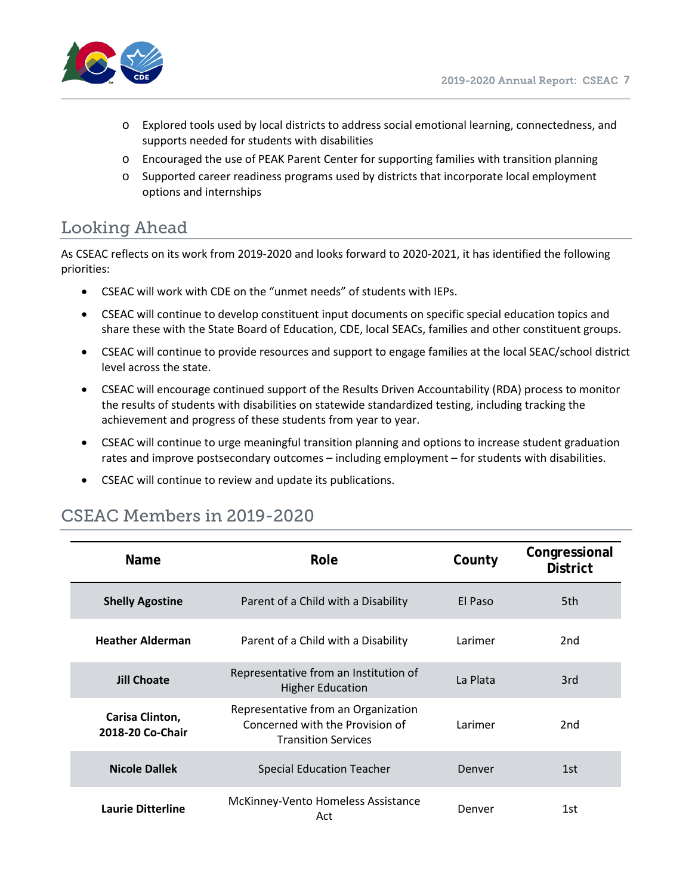- Explored tools used by local districts to address social emotional learning, connectedness, and supports needed for students with disabilities
- Encouraged the use of PEAK Parent Center for supporting families with transition planning
- Supported career readiness programs used by districts that incorporate local employment options and internships

## Looking Ahead

As CSEAC reflects on its work from 2019-2020 and looks forward to 2020-2021, it has identified the following priorities:

- CSEAC will work with CDE on the “unmet needs” of students with IEPs.
- CSEAC will continue to develop constituent input documents on specific special education topics and share these with the State Board of Education, CDE, local SEACs, families and other constituent groups.
- CSEAC will continue to provide resources and support to engage families at the local SEAC/school district level across the state.
- CSEAC will encourage continued support of the Results Driven Accountability (RDA) process to monitor the results of students with disabilities on statewide standardized testing, including tracking the achievement and progress of these students from year to year.
- CSEAC will continue to urge meaningful transition planning and options to increase student graduation rates and improve postsecondary outcomes – including employment – for students with disabilities.
- CSEAC will continue to review and update its publications.

## CSEAC Members in 2019-2020

| Name | Role | County | Congressional District |
|---|---|---|---|
| **Shelly Agostine** | Parent of a Child with a Disability | El Paso | 5th |
| **Heather Alderman** | Parent of a Child with a Disability | Larimer | 2nd |
| **Jill Choate** | Representative from an Institution of Higher Education | La Plata | 3rd |
| **Carisa Clinton, 2018-20 Co-Chair** | Representative from an Organization Concerned with the Provision of Transition Services | Larimer | 2nd |
| **Nicole Dallek** | Special Education Teacher | Denver | 1st |
| **Laurie Ditterline** | McKinney-Vento Homeless Assistance Act | Denver | 1st |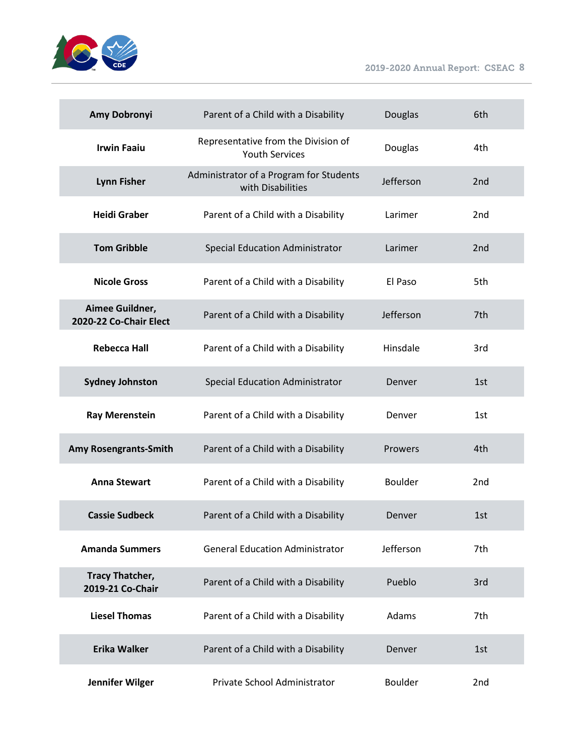| | | | |
|---|---|---|---|
| **Amy Dobronyi** | Parent of a Child with a Disability | Douglas | 6th |
| **Irwin Faaiu** | Representative from the Division of Youth Services | Douglas | 4th |
| **Lynn Fisher** | Administrator of a Program for Students with Disabilities | Jefferson | 2nd |
| **Heidi Graber** | Parent of a Child with a Disability | Larimer | 2nd |
| **Tom Gribble** | Special Education Administrator | Larimer | 2nd |
| **Nicole Gross** | Parent of a Child with a Disability | El Paso | 5th |
| **Aimee Guildner, 2020-22 Co-Chair Elect** | Parent of a Child with a Disability | Jefferson | 7th |
| **Rebecca Hall** | Parent of a Child with a Disability | Hinsdale | 3rd |
| **Sydney Johnston** | Special Education Administrator | Denver | 1st |
| **Ray Merenstein** | Parent of a Child with a Disability | Denver | 1st |
| **Amy Rosengrants-Smith** | Parent of a Child with a Disability | Prowers | 4th |
| **Anna Stewart** | Parent of a Child with a Disability | Boulder | 2nd |
| **Cassie Sudbeck** | Parent of a Child with a Disability | Denver | 1st |
| **Amanda Summers** | General Education Administrator | Jefferson | 7th |
| **Tracy Thatcher, 2019-21 Co-Chair** | Parent of a Child with a Disability | Pueblo | 3rd |
| **Liesel Thomas** | Parent of a Child with a Disability | Adams | 7th |
| **Erika Walker** | Parent of a Child with a Disability | Denver | 1st |
| **Jennifer Wilger** | Private School Administrator | Boulder | 2nd |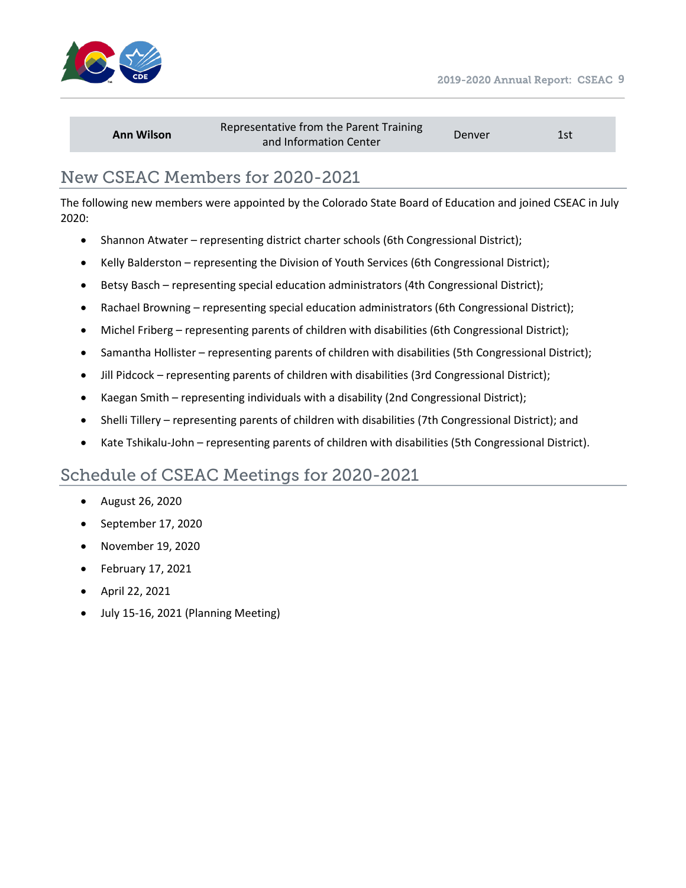| Ann Wilson | Representative from the Parent Training and Information Center | Denver | 1st |
|---|---|---|---|

## New CSEAC Members for 2020-2021

The following new members were appointed by the Colorado State Board of Education and joined CSEAC in July 2020:

- Shannon Atwater – representing district charter schools (6th Congressional District);
- Kelly Balderston – representing the Division of Youth Services (6th Congressional District);
- Betsy Basch – representing special education administrators (4th Congressional District);
- Rachael Browning – representing special education administrators (6th Congressional District);
- Michel Friberg – representing parents of children with disabilities (6th Congressional District);
- Samantha Hollister – representing parents of children with disabilities (5th Congressional District);
- Jill Pidcock – representing parents of children with disabilities (3rd Congressional District);
- Kaegan Smith – representing individuals with a disability (2nd Congressional District);
- Shelli Tillery – representing parents of children with disabilities (7th Congressional District); and
- Kate Tshikalu-John – representing parents of children with disabilities (5th Congressional District).

## Schedule of CSEAC Meetings for 2020-2021

- August 26, 2020
- September 17, 2020
- November 19, 2020
- February 17, 2021
- April 22, 2021
- July 15-16, 2021 (Planning Meeting)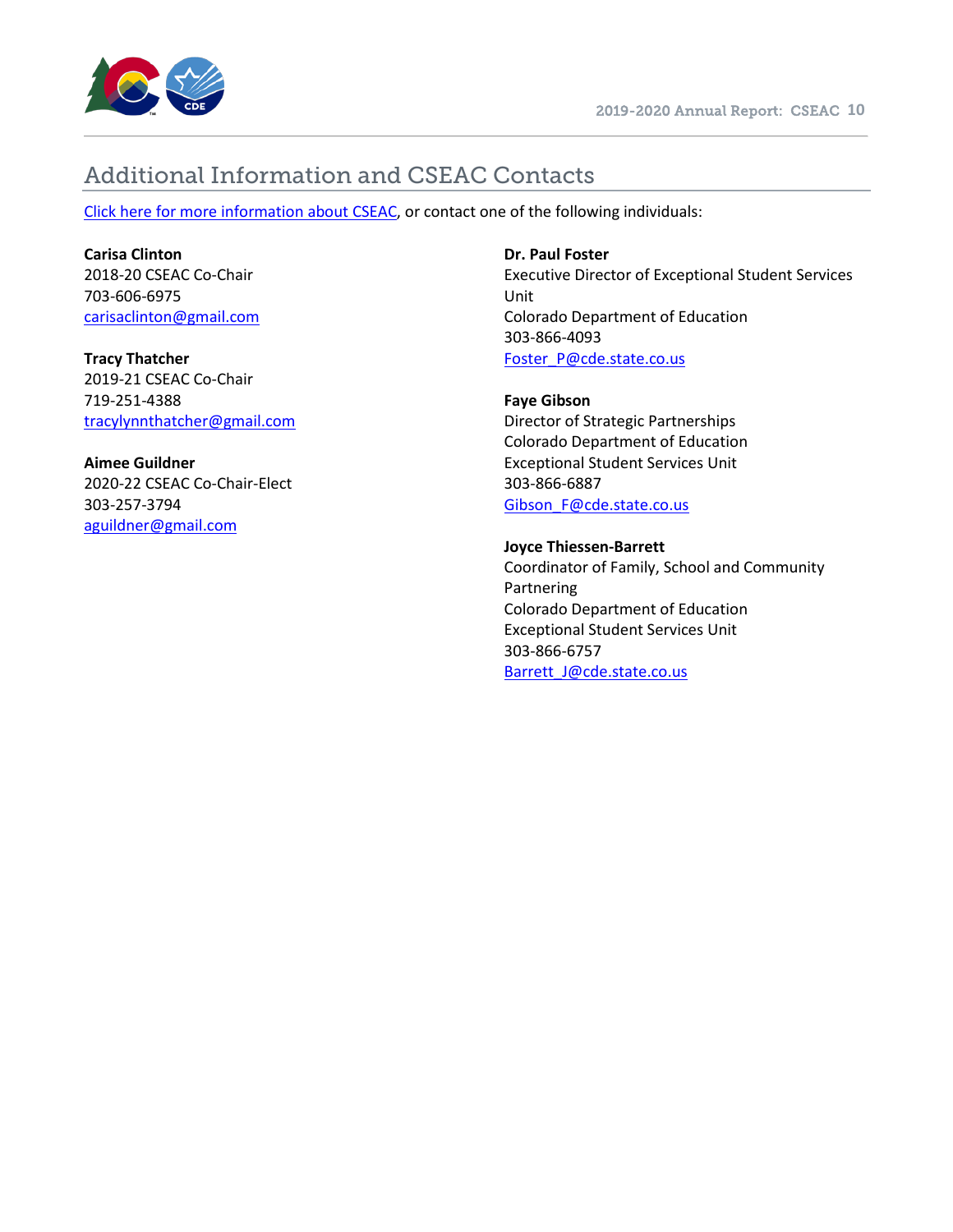## Additional Information and CSEAC Contacts

Click here for more information about CSEAC, or contact one of the following individuals:

**Carisa Clinton**
2018-20 CSEAC Co-Chair
703-606-6975
carisaclinton@gmail.com

**Tracy Thatcher**
2019-21 CSEAC Co-Chair
719-251-4388
tracylynnthatcher@gmail.com

**Aimee Guildner**
2020-22 CSEAC Co-Chair-Elect
303-257-3794
aguildner@gmail.com

**Dr. Paul Foster**
Executive Director of Exceptional Student Services Unit
Colorado Department of Education
303-866-4093
Foster_P@cde.state.co.us

**Faye Gibson**
Director of Strategic Partnerships
Colorado Department of Education
Exceptional Student Services Unit
303-866-6887
Gibson_F@cde.state.co.us

**Joyce Thiessen-Barrett**
Coordinator of Family, School and Community Partnering
Colorado Department of Education
Exceptional Student Services Unit
303-866-6757
Barrett_J@cde.state.co.us